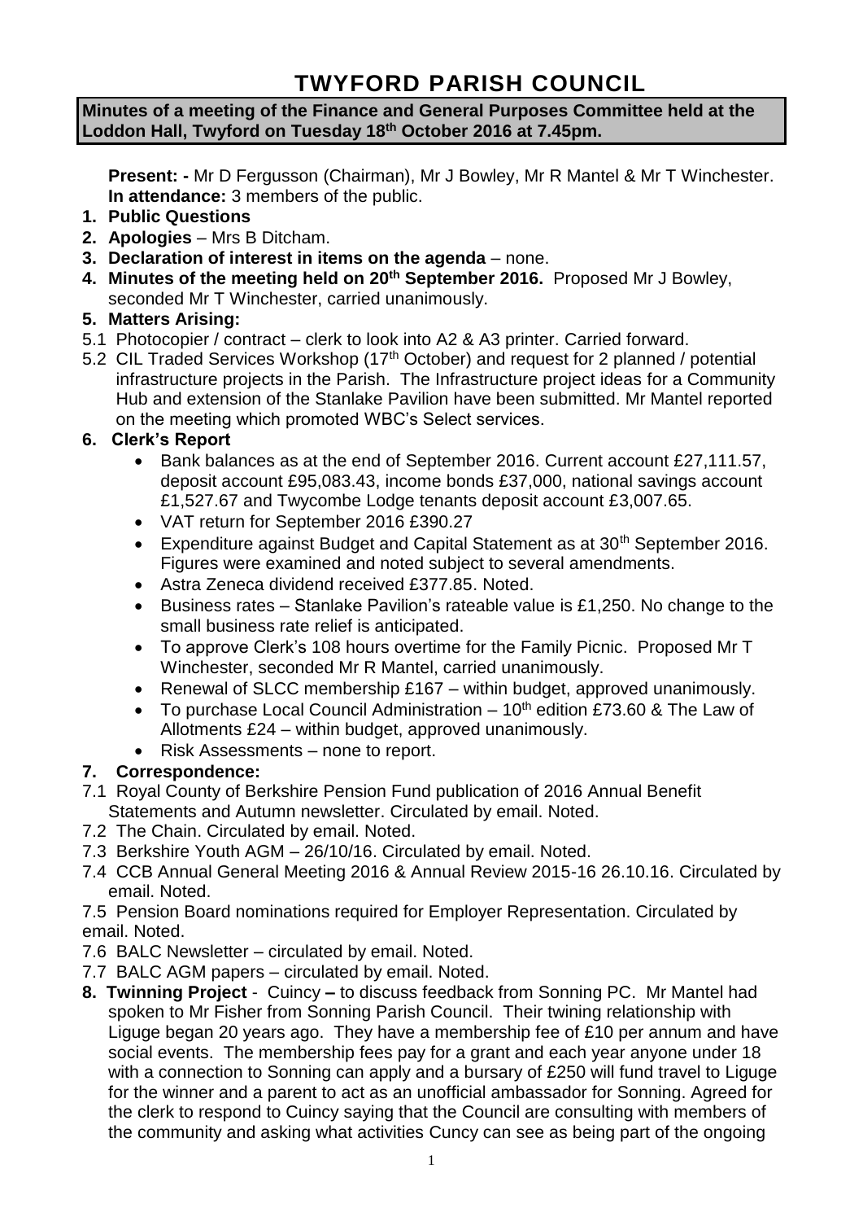# TWYFORD PARISH COUNCIL

**Minutes of a meeting of the Finance and General Purposes Committee held at the Loddon Hall, Twyford on Tuesday 18th October 2016 at 7.45pm.**

**Present: -** Mr D Fergusson (Chairman), Mr J Bowley, Mr R Mantel & Mr T Winchester.
**In attendance:** 3 members of the public.

1. **Public Questions**
2. **Apologies** – Mrs B Ditcham.
3. **Declaration of interest in items on the agenda** – none.
4. **Minutes of the meeting held on 20th September 2016.** Proposed Mr J Bowley, seconded Mr T Winchester, carried unanimously.
5. **Matters Arising:**

5.1 Photocopier / contract – clerk to look into A2 & A3 printer. Carried forward.

5.2 CIL Traded Services Workshop (17th October) and request for 2 planned / potential infrastructure projects in the Parish. The Infrastructure project ideas for a Community Hub and extension of the Stanlake Pavilion have been submitted. Mr Mantel reported on the meeting which promoted WBC's Select services.

6. **Clerk's Report**
   - Bank balances as at the end of September 2016. Current account £27,111.57, deposit account £95,083.43, income bonds £37,000, national savings account £1,527.67 and Twycombe Lodge tenants deposit account £3,007.65.
   - VAT return for September 2016 £390.27
   - Expenditure against Budget and Capital Statement as at 30th September 2016. Figures were examined and noted subject to several amendments.
   - Astra Zeneca dividend received £377.85. Noted.
   - Business rates – Stanlake Pavilion's rateable value is £1,250. No change to the small business rate relief is anticipated.
   - To approve Clerk's 108 hours overtime for the Family Picnic. Proposed Mr T Winchester, seconded Mr R Mantel, carried unanimously.
   - Renewal of SLCC membership £167 – within budget, approved unanimously.
   - To purchase Local Council Administration – 10th edition £73.60 & The Law of Allotments £24 – within budget, approved unanimously.
   - Risk Assessments – none to report.

7. **Correspondence:**

7.1 Royal County of Berkshire Pension Fund publication of 2016 Annual Benefit Statements and Autumn newsletter. Circulated by email. Noted.

7.2 The Chain. Circulated by email. Noted.

7.3 Berkshire Youth AGM – 26/10/16. Circulated by email. Noted.

7.4 CCB Annual General Meeting 2016 & Annual Review 2015-16 26.10.16. Circulated by email. Noted.

7.5 Pension Board nominations required for Employer Representation. Circulated by email. Noted.

7.6 BALC Newsletter – circulated by email. Noted.

7.7 BALC AGM papers – circulated by email. Noted.

8. **Twinning Project** - Cuincy **–** to discuss feedback from Sonning PC. Mr Mantel had spoken to Mr Fisher from Sonning Parish Council. Their twining relationship with Liguge began 20 years ago. They have a membership fee of £10 per annum and have social events. The membership fees pay for a grant and each year anyone under 18 with a connection to Sonning can apply and a bursary of £250 will fund travel to Liguge for the winner and a parent to act as an unofficial ambassador for Sonning. Agreed for the clerk to respond to Cuincy saying that the Council are consulting with members of the community and asking what activities Cuncy can see as being part of the ongoing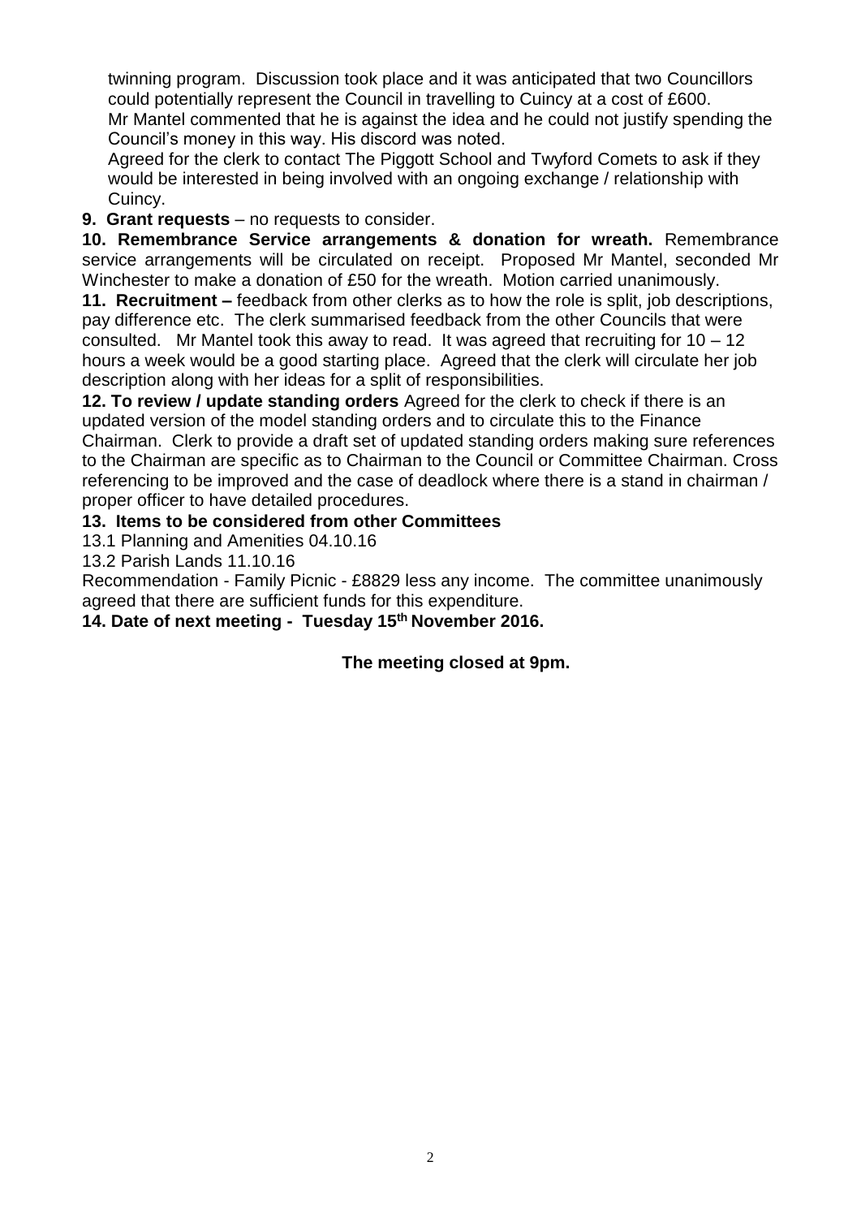twinning program. Discussion took place and it was anticipated that two Councillors could potentially represent the Council in travelling to Cuincy at a cost of £600. Mr Mantel commented that he is against the idea and he could not justify spending the Council's money in this way. His discord was noted.
Agreed for the clerk to contact The Piggott School and Twyford Comets to ask if they would be interested in being involved with an ongoing exchange / relationship with Cuincy.

**9. Grant requests** – no requests to consider.

**10. Remembrance Service arrangements & donation for wreath.** Remembrance service arrangements will be circulated on receipt. Proposed Mr Mantel, seconded Mr Winchester to make a donation of £50 for the wreath. Motion carried unanimously.

**11. Recruitment –** feedback from other clerks as to how the role is split, job descriptions, pay difference etc. The clerk summarised feedback from the other Councils that were consulted. Mr Mantel took this away to read. It was agreed that recruiting for 10 – 12 hours a week would be a good starting place. Agreed that the clerk will circulate her job description along with her ideas for a split of responsibilities.

**12. To review / update standing orders** Agreed for the clerk to check if there is an updated version of the model standing orders and to circulate this to the Finance Chairman. Clerk to provide a draft set of updated standing orders making sure references to the Chairman are specific as to Chairman to the Council or Committee Chairman. Cross referencing to be improved and the case of deadlock where there is a stand in chairman / proper officer to have detailed procedures.

**13. Items to be considered from other Committees**

13.1 Planning and Amenities 04.10.16

13.2 Parish Lands 11.10.16

Recommendation - Family Picnic - £8829 less any income. The committee unanimously agreed that there are sufficient funds for this expenditure.

**14. Date of next meeting - Tuesday 15th November 2016.**

**The meeting closed at 9pm.**